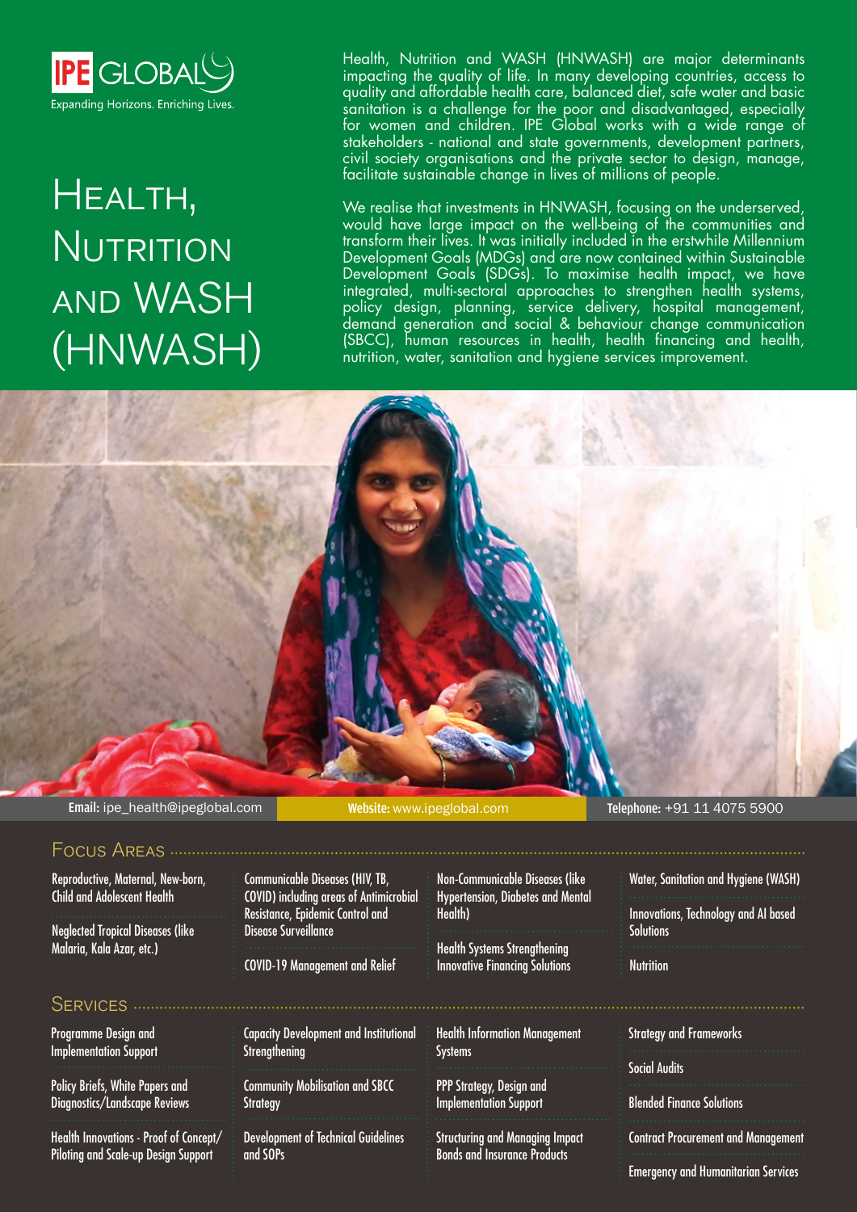IPE GLOBAL

Expanding Horizons. Enriching Lives.

# Health, Nutrition and WASH (HNWASH)

Health, Nutrition and WASH (HNWASH) are major determinants impacting the quality of life. In many developing countries, access to quality and affordable health care, balanced diet, safe water and basic sanitation is a challenge for the poor and disadvantaged, especially for women and children. IPE Global works with a wide range of stakeholders - national and state governments, development partners, civil society organisations and the private sector to design, manage, facilitate sustainable change in lives of millions of people.

We realise that investments in HNWASH, focusing on the underserved, would have large impact on the well-being of the communities and transform their lives. It was initially included in the erstwhile Millennium Development Goals (MDGs) and are now contained within Sustainable Development Goals (SDGs). To maximise health impact, we have integrated, multi-sectoral approaches to strengthen health systems, policy design, planning, service delivery, hospital management, demand generation and social & behaviour change communication (SBCC), human resources in health, health financing and health, nutrition, water, sanitation and hygiene services improvement.

**Email:** ipe_health@ipeglobal.com **Website:** www.ipeglobal.com **Telephone:** +91 11 4075 5900

## Focus Areas

- Reproductive, Maternal, New-born, Child and Adolescent Health
- Neglected Tropical Diseases (like Malaria, Kala Azar, etc.)
- Communicable Diseases (HIV, TB, COVID) including areas of Antimicrobial Resistance, Epidemic Control and Disease Surveillance
- COVID-19 Management and Relief
- Non-Communicable Diseases (like Hypertension, Diabetes and Mental Health)
- Health Systems Strengthening Innovative Financing Solutions
- Water, Sanitation and Hygiene (WASH)
- Innovations, Technology and AI based Solutions
- Nutrition

## Services

- Programme Design and Implementation Support
- Policy Briefs, White Papers and Diagnostics/Landscape Reviews
- Health Innovations - Proof of Concept/ Piloting and Scale-up Design Support
- Capacity Development and Institutional Strengthening
- Community Mobilisation and SBCC Strategy
- Development of Technical Guidelines and SOPs
- Health Information Management Systems
- PPP Strategy, Design and Implementation Support
- Structuring and Managing Impact Bonds and Insurance Products
- Strategy and Frameworks
- Social Audits
- Blended Finance Solutions
- Contract Procurement and Management
- Emergency and Humanitarian Services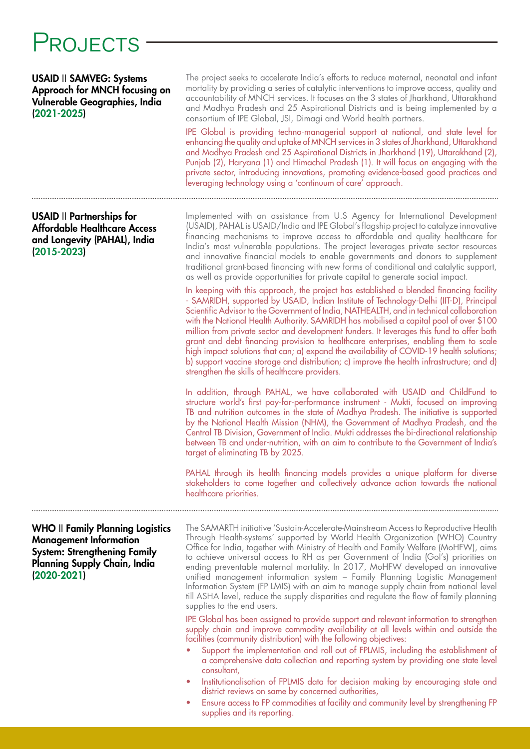# Projects

**USAID || SAMVEG: Systems Approach for MNCH focusing on Vulnerable Geographies, India (2021-2025)**

The project seeks to accelerate India's efforts to reduce maternal, neonatal and infant mortality by providing a series of catalytic interventions to improve access, quality and accountability of MNCH services. It focuses on the 3 states of Jharkhand, Uttarakhand and Madhya Pradesh and 25 Aspirational Districts and is being implemented by a consortium of IPE Global, JSI, Dimagi and World health partners.

IPE Global is providing techno-managerial support at national, and state level for enhancing the quality and uptake of MNCH services in 3 states of Jharkhand, Uttarakhand and Madhya Pradesh and 25 Aspirational Districts in Jharkhand (19), Uttarakhand (2), Punjab (2), Haryana (1) and Himachal Pradesh (1). It will focus on engaging with the private sector, introducing innovations, promoting evidence-based good practices and leveraging technology using a 'continuum of care' approach.

---

**USAID || Partnerships for Affordable Healthcare Access and Longevity (PAHAL), India (2015-2023)**

Implemented with an assistance from U.S Agency for International Development (USAID), PAHAL is USAID/India and IPE Global's flagship project to catalyze innovative financing mechanisms to improve access to affordable and quality healthcare for India's most vulnerable populations. The project leverages private sector resources and innovative financial models to enable governments and donors to supplement traditional grant-based financing with new forms of conditional and catalytic support, as well as provide opportunities for private capital to generate social impact.

In keeping with this approach, the project has established a blended financing facility - SAMRIDH, supported by USAID, Indian Institute of Technology-Delhi (IIT-D), Principal Scientific Advisor to the Government of India, NATHEALTH, and in technical collaboration with the National Health Authority. SAMRIDH has mobilised a capital pool of over $100 million from private sector and development funders. It leverages this fund to offer both grant and debt financing provision to healthcare enterprises, enabling them to scale high impact solutions that can; a) expand the availability of COVID-19 health solutions; b) support vaccine storage and distribution; c) improve the health infrastructure; and d) strengthen the skills of healthcare providers.

In addition, through PAHAL, we have collaborated with USAID and ChildFund to structure world's first pay-for-performance instrument - Mukti, focused on improving TB and nutrition outcomes in the state of Madhya Pradesh. The initiative is supported by the National Health Mission (NHM), the Government of Madhya Pradesh, and the Central TB Division, Government of India. Mukti addresses the bi-directional relationship between TB and under-nutrition, with an aim to contribute to the Government of India's target of eliminating TB by 2025.

PAHAL through its health financing models provides a unique platform for diverse stakeholders to come together and collectively advance action towards the national healthcare priorities.

---

**WHO || Family Planning Logistics Management Information System: Strengthening Family Planning Supply Chain, India (2020-2021)**

The SAMARTH initiative 'Sustain-Accelerate-Mainstream Access to Reproductive Health Through Health-systems' supported by World Health Organization (WHO) Country Office for India, together with Ministry of Health and Family Welfare (MoHFW), aims to achieve universal access to RH as per Government of India (GoI's) priorities on ending preventable maternal mortality. In 2017, MoHFW developed an innovative unified management information system – Family Planning Logistic Management Information System (FP LMIS) with an aim to manage supply chain from national level till ASHA level, reduce the supply disparities and regulate the flow of family planning supplies to the end users.

IPE Global has been assigned to provide support and relevant information to strengthen supply chain and improve commodity availability at all levels within and outside the facilities (community distribution) with the following objectives:

- Support the implementation and roll out of FPLMIS, including the establishment of a comprehensive data collection and reporting system by providing one state level consultant,
- Institutionalisation of FPLMIS data for decision making by encouraging state and district reviews on same by concerned authorities,
- Ensure access to FP commodities at facility and community level by strengthening FP supplies and its reporting.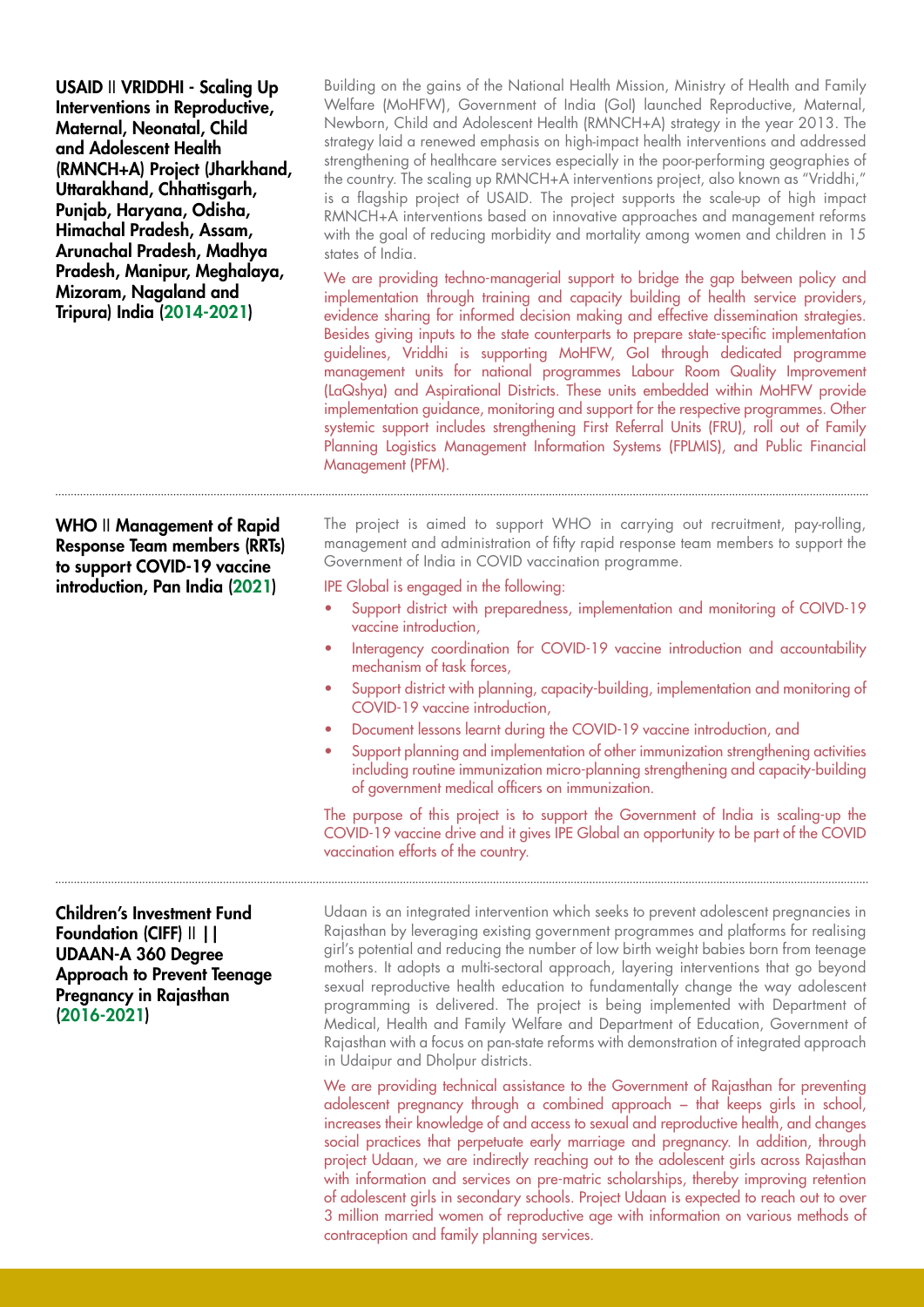**USAID || VRIDDHI - Scaling Up Interventions in Reproductive, Maternal, Neonatal, Child and Adolescent Health (RMNCH+A) Project (Jharkhand, Uttarakhand, Chhattisgarh, Punjab, Haryana, Odisha, Himachal Pradesh, Assam, Arunachal Pradesh, Madhya Pradesh, Manipur, Meghalaya, Mizoram, Nagaland and Tripura) India (2014-2021)**

Building on the gains of the National Health Mission, Ministry of Health and Family Welfare (MoHFW), Government of India (GoI) launched Reproductive, Maternal, Newborn, Child and Adolescent Health (RMNCH+A) strategy in the year 2013. The strategy laid a renewed emphasis on high-impact health interventions and addressed strengthening of healthcare services especially in the poor-performing geographies of the country. The scaling up RMNCH+A interventions project, also known as "Vriddhi," is a flagship project of USAID. The project supports the scale-up of high impact RMNCH+A interventions based on innovative approaches and management reforms with the goal of reducing morbidity and mortality among women and children in 15 states of India.

We are providing techno-managerial support to bridge the gap between policy and implementation through training and capacity building of health service providers, evidence sharing for informed decision making and effective dissemination strategies. Besides giving inputs to the state counterparts to prepare state-specific implementation guidelines, Vriddhi is supporting MoHFW, GoI through dedicated programme management units for national programmes Labour Room Quality Improvement (LaQshya) and Aspirational Districts. These units embedded within MoHFW provide implementation guidance, monitoring and support for the respective programmes. Other systemic support includes strengthening First Referral Units (FRU), roll out of Family Planning Logistics Management Information Systems (FPLMIS), and Public Financial Management (PFM).

---

**WHO || Management of Rapid Response Team members (RRTs) to support COVID-19 vaccine introduction, Pan India (2021)**

The project is aimed to support WHO in carrying out recruitment, pay-rolling, management and administration of fifty rapid response team members to support the Government of India in COVID vaccination programme.

IPE Global is engaged in the following:

- Support district with preparedness, implementation and monitoring of COIVD-19 vaccine introduction,
- Interagency coordination for COVID-19 vaccine introduction and accountability mechanism of task forces,
- Support district with planning, capacity-building, implementation and monitoring of COVID-19 vaccine introduction,
- Document lessons learnt during the COVID-19 vaccine introduction, and
- Support planning and implementation of other immunization strengthening activities including routine immunization micro-planning strengthening and capacity-building of government medical officers on immunization.

The purpose of this project is to support the Government of India is scaling-up the COVID-19 vaccine drive and it gives IPE Global an opportunity to be part of the COVID vaccination efforts of the country.

---

**Children's Investment Fund Foundation (CIFF) || | | UDAAN-A 360 Degree Approach to Prevent Teenage Pregnancy in Rajasthan (2016-2021)**

Udaan is an integrated intervention which seeks to prevent adolescent pregnancies in Rajasthan by leveraging existing government programmes and platforms for realising girl's potential and reducing the number of low birth weight babies born from teenage mothers. It adopts a multi-sectoral approach, layering interventions that go beyond sexual reproductive health education to fundamentally change the way adolescent programming is delivered. The project is being implemented with Department of Medical, Health and Family Welfare and Department of Education, Government of Rajasthan with a focus on pan-state reforms with demonstration of integrated approach in Udaipur and Dholpur districts.

We are providing technical assistance to the Government of Rajasthan for preventing adolescent pregnancy through a combined approach – that keeps girls in school, increases their knowledge of and access to sexual and reproductive health, and changes social practices that perpetuate early marriage and pregnancy. In addition, through project Udaan, we are indirectly reaching out to the adolescent girls across Rajasthan with information and services on pre-matric scholarships, thereby improving retention of adolescent girls in secondary schools. Project Udaan is expected to reach out to over 3 million married women of reproductive age with information on various methods of contraception and family planning services.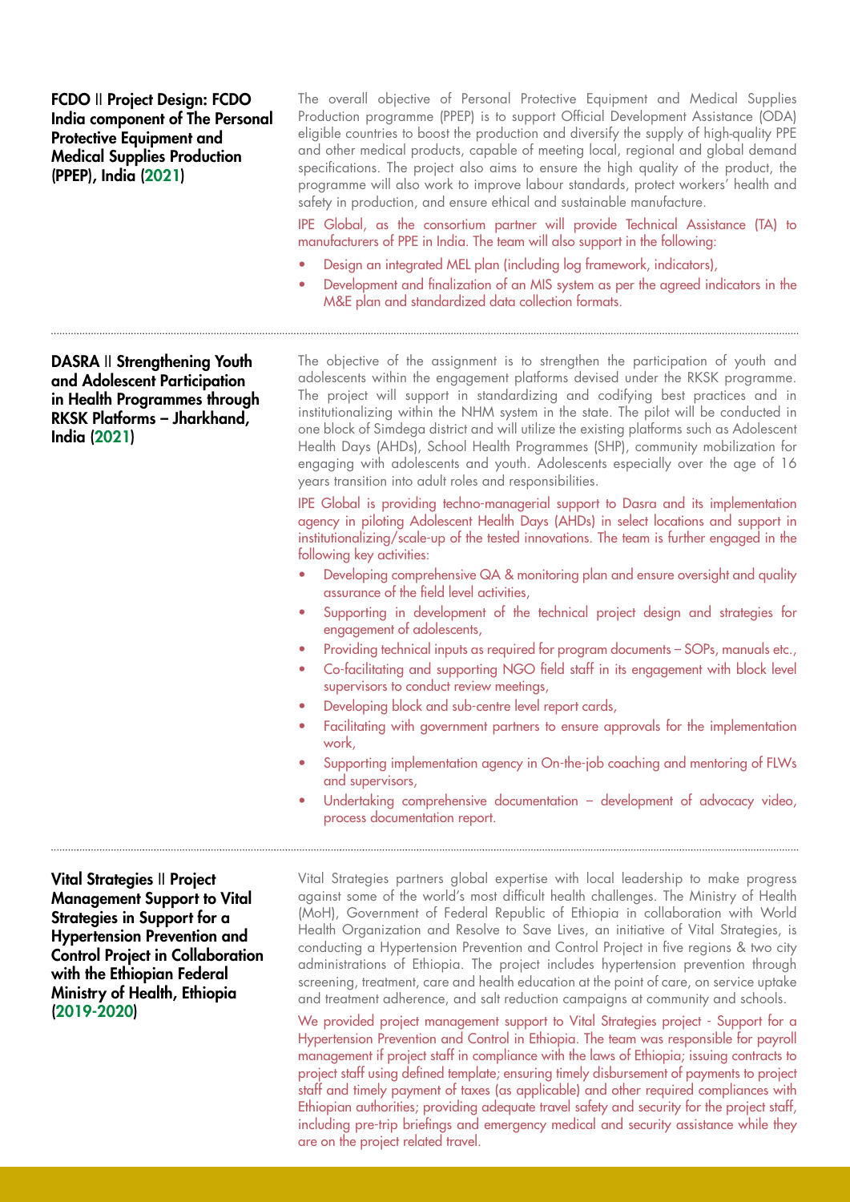**FCDO || Project Design: FCDO India component of The Personal Protective Equipment and Medical Supplies Production (PPEP), India (2021)**

The overall objective of Personal Protective Equipment and Medical Supplies Production programme (PPEP) is to support Official Development Assistance (ODA) eligible countries to boost the production and diversify the supply of high-quality PPE and other medical products, capable of meeting local, regional and global demand specifications. The project also aims to ensure the high quality of the product, the programme will also work to improve labour standards, protect workers' health and safety in production, and ensure ethical and sustainable manufacture.

IPE Global, as the consortium partner will provide Technical Assistance (TA) to manufacturers of PPE in India. The team will also support in the following:

- Design an integrated MEL plan (including log framework, indicators),
- Development and finalization of an MIS system as per the agreed indicators in the M&E plan and standardized data collection formats.

---

**DASRA || Strengthening Youth and Adolescent Participation in Health Programmes through RKSK Platforms – Jharkhand, India (2021)**

The objective of the assignment is to strengthen the participation of youth and adolescents within the engagement platforms devised under the RKSK programme. The project will support in standardizing and codifying best practices and in institutionalizing within the NHM system in the state. The pilot will be conducted in one block of Simdega district and will utilize the existing platforms such as Adolescent Health Days (AHDs), School Health Programmes (SHP), community mobilization for engaging with adolescents and youth. Adolescents especially over the age of 16 years transition into adult roles and responsibilities.

IPE Global is providing techno-managerial support to Dasra and its implementation agency in piloting Adolescent Health Days (AHDs) in select locations and support in institutionalizing/scale-up of the tested innovations. The team is further engaged in the following key activities:

- Developing comprehensive QA & monitoring plan and ensure oversight and quality assurance of the field level activities,
- Supporting in development of the technical project design and strategies for engagement of adolescents,
- Providing technical inputs as required for program documents – SOPs, manuals etc.,
- Co-facilitating and supporting NGO field staff in its engagement with block level supervisors to conduct review meetings,
- Developing block and sub-centre level report cards,
- Facilitating with government partners to ensure approvals for the implementation work,
- Supporting implementation agency in On-the-job coaching and mentoring of FLWs and supervisors,
- Undertaking comprehensive documentation – development of advocacy video, process documentation report.

---

**Vital Strategies || Project Management Support to Vital Strategies in Support for a Hypertension Prevention and Control Project in Collaboration with the Ethiopian Federal Ministry of Health, Ethiopia (2019-2020)**

Vital Strategies partners global expertise with local leadership to make progress against some of the world's most difficult health challenges. The Ministry of Health (MoH), Government of Federal Republic of Ethiopia in collaboration with World Health Organization and Resolve to Save Lives, an initiative of Vital Strategies, is conducting a Hypertension Prevention and Control Project in five regions & two city administrations of Ethiopia. The project includes hypertension prevention through screening, treatment, care and health education at the point of care, on service uptake and treatment adherence, and salt reduction campaigns at community and schools.

We provided project management support to Vital Strategies project - Support for a Hypertension Prevention and Control in Ethiopia. The team was responsible for payroll management if project staff in compliance with the laws of Ethiopia; issuing contracts to project staff using defined template; ensuring timely disbursement of payments to project staff and timely payment of taxes (as applicable) and other required compliances with Ethiopian authorities; providing adequate travel safety and security for the project staff, including pre-trip briefings and emergency medical and security assistance while they are on the project related travel.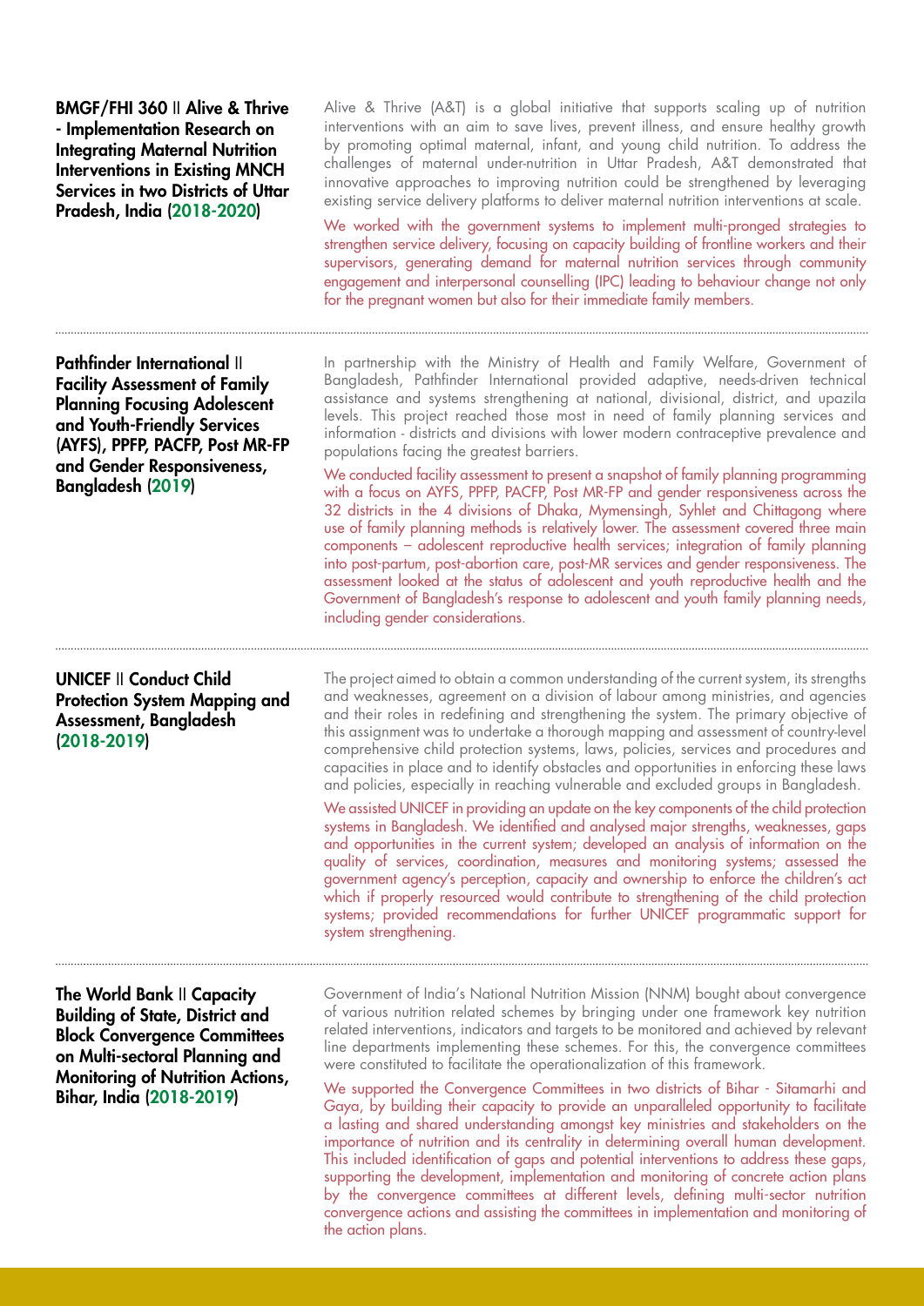### BMGF/FHI 360 || Alive & Thrive - Implementation Research on Integrating Maternal Nutrition Interventions in Existing MNCH Services in two Districts of Uttar Pradesh, India (2018-2020)

Alive & Thrive (A&T) is a global initiative that supports scaling up of nutrition interventions with an aim to save lives, prevent illness, and ensure healthy growth by promoting optimal maternal, infant, and young child nutrition. To address the challenges of maternal under-nutrition in Uttar Pradesh, A&T demonstrated that innovative approaches to improving nutrition could be strengthened by leveraging existing service delivery platforms to deliver maternal nutrition interventions at scale.

We worked with the government systems to implement multi-pronged strategies to strengthen service delivery, focusing on capacity building of frontline workers and their supervisors, generating demand for maternal nutrition services through community engagement and interpersonal counselling (IPC) leading to behaviour change not only for the pregnant women but also for their immediate family members.

---

### Pathfinder International || Facility Assessment of Family Planning Focusing Adolescent and Youth-Friendly Services (AYFS), PPFP, PACFP, Post MR-FP and Gender Responsiveness, Bangladesh (2019)

In partnership with the Ministry of Health and Family Welfare, Government of Bangladesh, Pathfinder International provided adaptive, needs-driven technical assistance and systems strengthening at national, divisional, district, and upazila levels. This project reached those most in need of family planning services and information - districts and divisions with lower modern contraceptive prevalence and populations facing the greatest barriers.

We conducted facility assessment to present a snapshot of family planning programming with a focus on AYFS, PPFP, PACFP, Post MR-FP and gender responsiveness across the 32 districts in the 4 divisions of Dhaka, Mymensingh, Syhlet and Chittagong where use of family planning methods is relatively lower. The assessment covered three main components – adolescent reproductive health services; integration of family planning into post-partum, post-abortion care, post-MR services and gender responsiveness. The assessment looked at the status of adolescent and youth reproductive health and the Government of Bangladesh's response to adolescent and youth family planning needs, including gender considerations.

---

### UNICEF || Conduct Child Protection System Mapping and Assessment, Bangladesh (2018-2019)

The project aimed to obtain a common understanding of the current system, its strengths and weaknesses, agreement on a division of labour among ministries, and agencies and their roles in redefining and strengthening the system. The primary objective of this assignment was to undertake a thorough mapping and assessment of country-level comprehensive child protection systems, laws, policies, services and procedures and capacities in place and to identify obstacles and opportunities in enforcing these laws and policies, especially in reaching vulnerable and excluded groups in Bangladesh.

We assisted UNICEF in providing an update on the key components of the child protection systems in Bangladesh. We identified and analysed major strengths, weaknesses, gaps and opportunities in the current system; developed an analysis of information on the quality of services, coordination, measures and monitoring systems; assessed the government agency's perception, capacity and ownership to enforce the children's act which if properly resourced would contribute to strengthening of the child protection systems; provided recommendations for further UNICEF programmatic support for system strengthening.

---

### The World Bank || Capacity Building of State, District and Block Convergence Committees on Multi-sectoral Planning and Monitoring of Nutrition Actions, Bihar, India (2018-2019)

Government of India's National Nutrition Mission (NNM) bought about convergence of various nutrition related schemes by bringing under one framework key nutrition related interventions, indicators and targets to be monitored and achieved by relevant line departments implementing these schemes. For this, the convergence committees were constituted to facilitate the operationalization of this framework.

We supported the Convergence Committees in two districts of Bihar - Sitamarhi and Gaya, by building their capacity to provide an unparalleled opportunity to facilitate a lasting and shared understanding amongst key ministries and stakeholders on the importance of nutrition and its centrality in determining overall human development. This included identification of gaps and potential interventions to address these gaps, supporting the development, implementation and monitoring of concrete action plans by the convergence committees at different levels, defining multi-sector nutrition convergence actions and assisting the committees in implementation and monitoring of the action plans.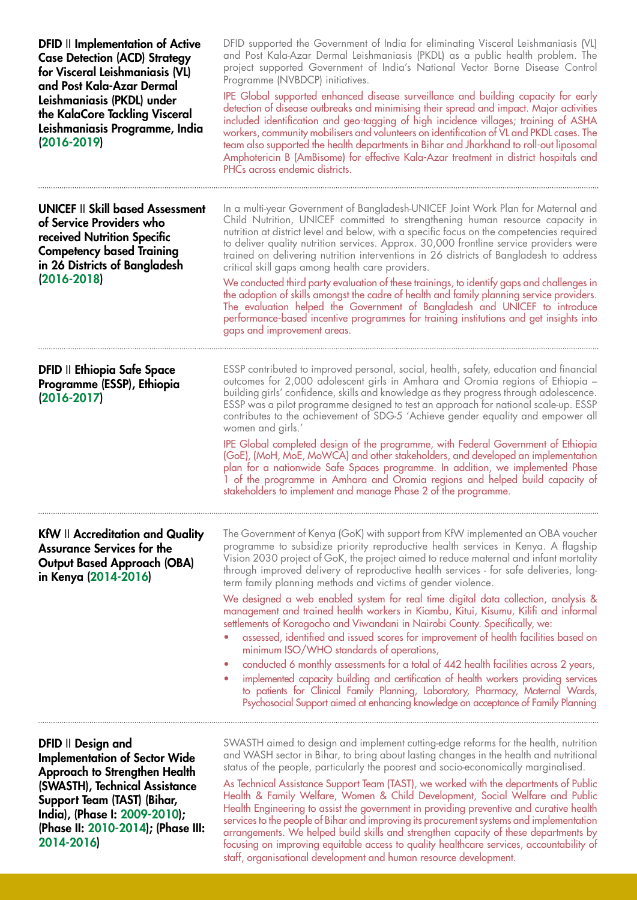**DFID || Implementation of Active Case Detection (ACD) Strategy for Visceral Leishmaniasis (VL) and Post Kala-Azar Dermal Leishmaniasis (PKDL) under the KalaCore Tackling Visceral Leishmaniasis Programme, India (2016-2019)**

DFID supported the Government of India for eliminating Visceral Leishmaniasis (VL) and Post Kala-Azar Dermal Leishmaniasis (PKDL) as a public health problem. The project supported Government of India's National Vector Borne Disease Control Programme (NVBDCP) initiatives.

IPE Global supported enhanced disease surveillance and building capacity for early detection of disease outbreaks and minimising their spread and impact. Major activities included identification and geo-tagging of high incidence villages; training of ASHA workers, community mobilisers and volunteers on identification of VL and PKDL cases. The team also supported the health departments in Bihar and Jharkhand to roll-out liposomal Amphotericin B (AmBisome) for effective Kala-Azar treatment in district hospitals and PHCs across endemic districts.

---

**UNICEF || Skill based Assessment of Service Providers who received Nutrition Specific Competency based Training in 26 Districts of Bangladesh (2016-2018)**

In a multi-year Government of Bangladesh-UNICEF Joint Work Plan for Maternal and Child Nutrition, UNICEF committed to strengthening human resource capacity in nutrition at district level and below, with a specific focus on the competencies required to deliver quality nutrition services. Approx. 30,000 frontline service providers were trained on delivering nutrition interventions in 26 districts of Bangladesh to address critical skill gaps among health care providers.

We conducted third party evaluation of these trainings, to identify gaps and challenges in the adoption of skills amongst the cadre of health and family planning service providers. The evaluation helped the Government of Bangladesh and UNICEF to introduce performance-based incentive programmes for training institutions and get insights into gaps and improvement areas.

---

**DFID || Ethiopia Safe Space Programme (ESSP), Ethiopia (2016-2017)**

ESSP contributed to improved personal, social, health, safety, education and financial outcomes for 2,000 adolescent girls in Amhara and Oromia regions of Ethiopia – building girls' confidence, skills and knowledge as they progress through adolescence. ESSP was a pilot programme designed to test an approach for national scale-up. ESSP contributes to the achievement of SDG-5 'Achieve gender equality and empower all women and girls.'

IPE Global completed design of the programme, with Federal Government of Ethiopia (GoE), (MoH, MoE, MoWCA) and other stakeholders, and developed an implementation plan for a nationwide Safe Spaces programme. In addition, we implemented Phase 1 of the programme in Amhara and Oromia regions and helped build capacity of stakeholders to implement and manage Phase 2 of the programme.

---

**KfW || Accreditation and Quality Assurance Services for the Output Based Approach (OBA) in Kenya (2014-2016)**

The Government of Kenya (GoK) with support from KfW implemented an OBA voucher programme to subsidize priority reproductive health services in Kenya. A flagship Vision 2030 project of GoK, the project aimed to reduce maternal and infant mortality through improved delivery of reproductive health services - for safe deliveries, long-term family planning methods and victims of gender violence.

We designed a web enabled system for real time digital data collection, analysis & management and trained health workers in Kiambu, Kitui, Kisumu, Kilifi and informal settlements of Korogocho and Viwandani in Nairobi County. Specifically, we:

- assessed, identified and issued scores for improvement of health facilities based on minimum ISO/WHO standards of operations,
- conducted 6 monthly assessments for a total of 442 health facilities across 2 years,
- implemented capacity building and certification of health workers providing services to patients for Clinical Family Planning, Laboratory, Pharmacy, Maternal Wards, Psychosocial Support aimed at enhancing knowledge on acceptance of Family Planning

---

**DFID || Design and Implementation of Sector Wide Approach to Strengthen Health (SWASTH), Technical Assistance Support Team (TAST) (Bihar, India), (Phase I: 2009-2010); (Phase II: 2010-2014); (Phase III: 2014-2016)**

SWASTH aimed to design and implement cutting-edge reforms for the health, nutrition and WASH sector in Bihar, to bring about lasting changes in the health and nutritional status of the people, particularly the poorest and socio-economically marginalised.

As Technical Assistance Support Team (TAST), we worked with the departments of Public Health & Family Welfare, Women & Child Development, Social Welfare and Public Health Engineering to assist the government in providing preventive and curative health services to the people of Bihar and improving its procurement systems and implementation arrangements. We helped build skills and strengthen capacity of these departments by focusing on improving equitable access to quality healthcare services, accountability of staff, organisational development and human resource development.